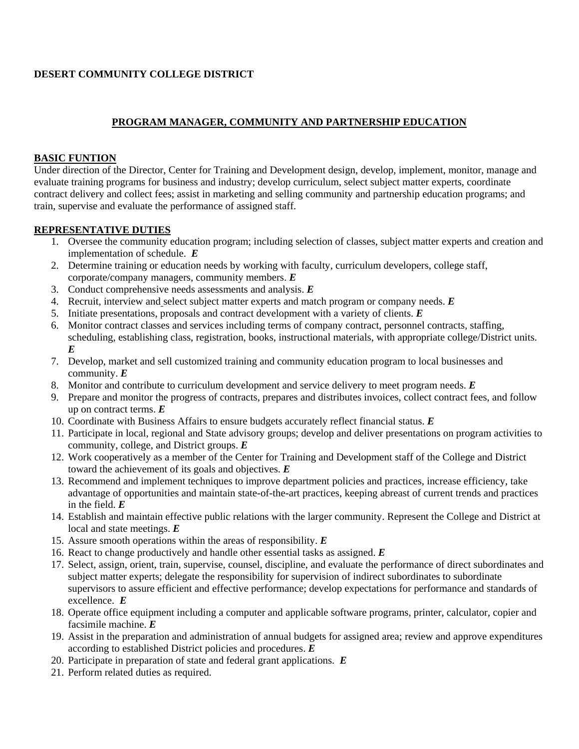**DESERT COMMUNITY COLLEGE DISTRICT**

## PROGRAM MANAGER, COMMUNITY AND PARTNERSHIP EDUCATION

### BASIC FUNTION

Under direction of the Director, Center for Training and Development design, develop, implement, monitor, manage and evaluate training programs for business and industry; develop curriculum, select subject matter experts, coordinate contract delivery and collect fees; assist in marketing and selling community and partnership education programs; and train, supervise and evaluate the performance of assigned staff.

### REPRESENTATIVE DUTIES

1. Oversee the community education program; including selection of classes, subject matter experts and creation and implementation of schedule. ***E***
2. Determine training or education needs by working with faculty, curriculum developers, college staff, corporate/company managers, community members. ***E***
3. Conduct comprehensive needs assessments and analysis. ***E***
4. Recruit, interview and select subject matter experts and match program or company needs. ***E***
5. Initiate presentations, proposals and contract development with a variety of clients. ***E***
6. Monitor contract classes and services including terms of company contract, personnel contracts, staffing, scheduling, establishing class, registration, books, instructional materials, with appropriate college/District units. ***E***
7. Develop, market and sell customized training and community education program to local businesses and community. ***E***
8. Monitor and contribute to curriculum development and service delivery to meet program needs. ***E***
9. Prepare and monitor the progress of contracts, prepares and distributes invoices, collect contract fees, and follow up on contract terms. ***E***
10. Coordinate with Business Affairs to ensure budgets accurately reflect financial status. ***E***
11. Participate in local, regional and State advisory groups; develop and deliver presentations on program activities to community, college, and District groups. ***E***
12. Work cooperatively as a member of the Center for Training and Development staff of the College and District toward the achievement of its goals and objectives. ***E***
13. Recommend and implement techniques to improve department policies and practices, increase efficiency, take advantage of opportunities and maintain state-of-the-art practices, keeping abreast of current trends and practices in the field. ***E***
14. Establish and maintain effective public relations with the larger community. Represent the College and District at local and state meetings. ***E***
15. Assure smooth operations within the areas of responsibility. ***E***
16. React to change productively and handle other essential tasks as assigned. ***E***
17. Select, assign, orient, train, supervise, counsel, discipline, and evaluate the performance of direct subordinates and subject matter experts; delegate the responsibility for supervision of indirect subordinates to subordinate supervisors to assure efficient and effective performance; develop expectations for performance and standards of excellence. ***E***
18. Operate office equipment including a computer and applicable software programs, printer, calculator, copier and facsimile machine. ***E***
19. Assist in the preparation and administration of annual budgets for assigned area; review and approve expenditures according to established District policies and procedures. ***E***
20. Participate in preparation of state and federal grant applications. ***E***
21. Perform related duties as required.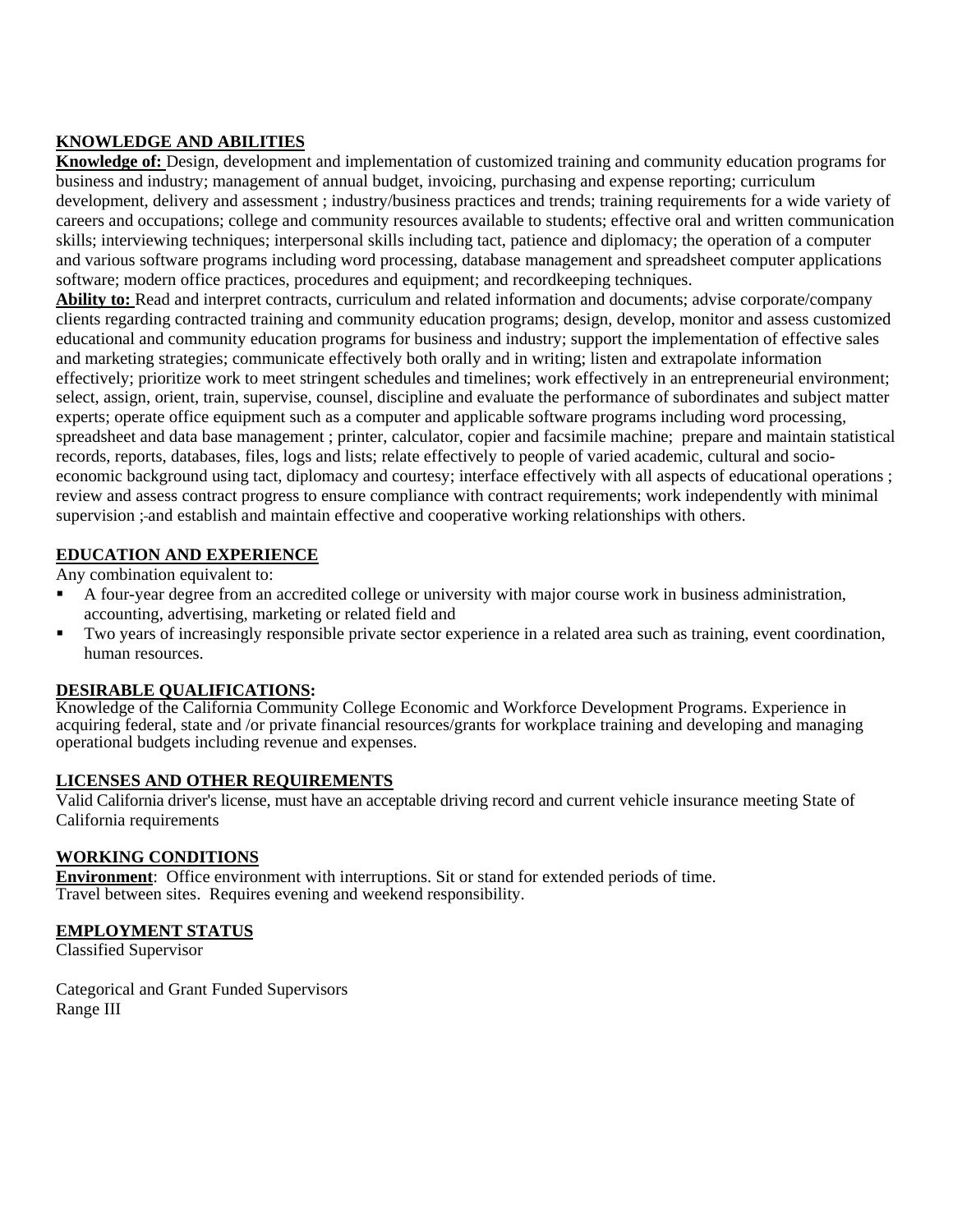## KNOWLEDGE AND ABILITIES

**Knowledge of:** Design, development and implementation of customized training and community education programs for business and industry; management of annual budget, invoicing, purchasing and expense reporting; curriculum development, delivery and assessment ; industry/business practices and trends; training requirements for a wide variety of careers and occupations; college and community resources available to students; effective oral and written communication skills; interviewing techniques; interpersonal skills including tact, patience and diplomacy; the operation of a computer and various software programs including word processing, database management and spreadsheet computer applications software; modern office practices, procedures and equipment; and recordkeeping techniques.

**Ability to:** Read and interpret contracts, curriculum and related information and documents; advise corporate/company clients regarding contracted training and community education programs; design, develop, monitor and assess customized educational and community education programs for business and industry; support the implementation of effective sales and marketing strategies; communicate effectively both orally and in writing; listen and extrapolate information effectively; prioritize work to meet stringent schedules and timelines; work effectively in an entrepreneurial environment; select, assign, orient, train, supervise, counsel, discipline and evaluate the performance of subordinates and subject matter experts; operate office equipment such as a computer and applicable software programs including word processing, spreadsheet and data base management ; printer, calculator, copier and facsimile machine; prepare and maintain statistical records, reports, databases, files, logs and lists; relate effectively to people of varied academic, cultural and socio-economic background using tact, diplomacy and courtesy; interface effectively with all aspects of educational operations ; review and assess contract progress to ensure compliance with contract requirements; work independently with minimal supervision ; and establish and maintain effective and cooperative working relationships with others.

## EDUCATION AND EXPERIENCE

Any combination equivalent to:

- A four-year degree from an accredited college or university with major course work in business administration, accounting, advertising, marketing or related field and
- Two years of increasingly responsible private sector experience in a related area such as training, event coordination, human resources.

## DESIRABLE QUALIFICATIONS:

Knowledge of the California Community College Economic and Workforce Development Programs. Experience in acquiring federal, state and /or private financial resources/grants for workplace training and developing and managing operational budgets including revenue and expenses.

## LICENSES AND OTHER REQUIREMENTS

Valid California driver's license, must have an acceptable driving record and current vehicle insurance meeting State of California requirements

## WORKING CONDITIONS

**Environment**: Office environment with interruptions. Sit or stand for extended periods of time. Travel between sites. Requires evening and weekend responsibility.

## EMPLOYMENT STATUS

Classified Supervisor

Categorical and Grant Funded Supervisors
Range III